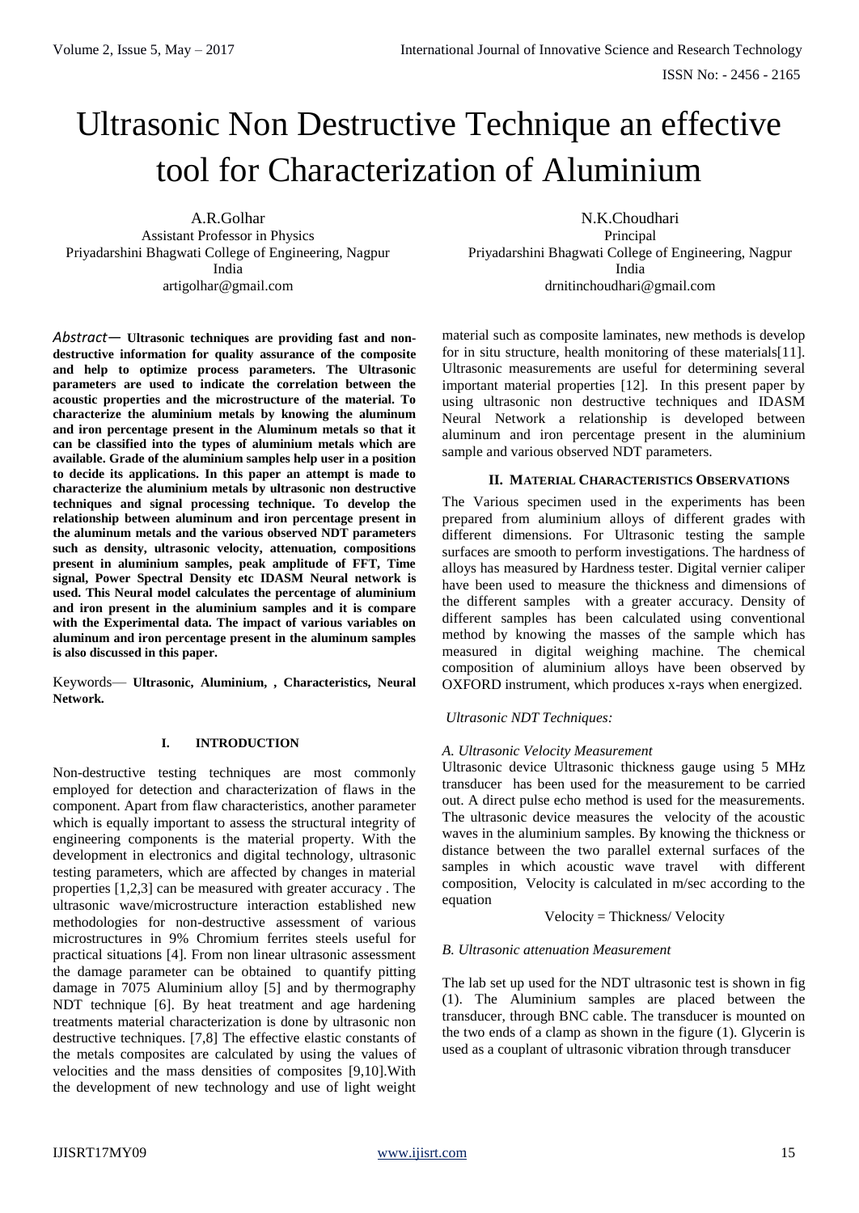# Ultrasonic Non Destructive Technique an effective tool for Characterization of Aluminium

A.R.Golhar
Assistant Professor in Physics
Priyadarshini Bhagwati College of Engineering, Nagpur
India
artigolhar@gmail.com

N.K.Choudhari
Principal
Priyadarshini Bhagwati College of Engineering, Nagpur
India
drnitinchoudhari@gmail.com

*Abstract*— **Ultrasonic techniques are providing fast and non-destructive information for quality assurance of the composite and help to optimize process parameters. The Ultrasonic parameters are used to indicate the correlation between the acoustic properties and the microstructure of the material. To characterize the aluminium metals by knowing the aluminum and iron percentage present in the Aluminum metals so that it can be classified into the types of aluminium metals which are available. Grade of the aluminium samples help user in a position to decide its applications. In this paper an attempt is made to characterize the aluminium metals by ultrasonic non destructive techniques and signal processing technique. To develop the relationship between aluminum and iron percentage present in the aluminum metals and the various observed NDT parameters such as density, ultrasonic velocity, attenuation, compositions present in aluminium samples, peak amplitude of FFT, Time signal, Power Spectral Density etc IDASM Neural network is used. This Neural model calculates the percentage of aluminium and iron present in the aluminium samples and it is compare with the Experimental data. The impact of various variables on aluminum and iron percentage present in the aluminum samples is also discussed in this paper.**

Keywords— **Ultrasonic, Aluminium, , Characteristics, Neural Network.**

## I. INTRODUCTION

Non-destructive testing techniques are most commonly employed for detection and characterization of flaws in the component. Apart from flaw characteristics, another parameter which is equally important to assess the structural integrity of engineering components is the material property. With the development in electronics and digital technology, ultrasonic testing parameters, which are affected by changes in material properties [1,2,3] can be measured with greater accuracy . The ultrasonic wave/microstructure interaction established new methodologies for non-destructive assessment of various microstructures in 9% Chromium ferrites steels useful for practical situations [4]. From non linear ultrasonic assessment the damage parameter can be obtained to quantify pitting damage in 7075 Aluminium alloy [5] and by thermography NDT technique [6]. By heat treatment and age hardening treatments material characterization is done by ultrasonic non destructive techniques. [7,8] The effective elastic constants of the metals composites are calculated by using the values of velocities and the mass densities of composites [9,10].With the development of new technology and use of light weight material such as composite laminates, new methods is develop for in situ structure, health monitoring of these materials[11]. Ultrasonic measurements are useful for determining several important material properties [12]. In this present paper by using ultrasonic non destructive techniques and IDASM Neural Network a relationship is developed between aluminum and iron percentage present in the aluminium sample and various observed NDT parameters.

## II. MATERIAL CHARACTERISTICS OBSERVATIONS

The Various specimen used in the experiments has been prepared from aluminium alloys of different grades with different dimensions. For Ultrasonic testing the sample surfaces are smooth to perform investigations. The hardness of alloys has measured by Hardness tester. Digital vernier caliper have been used to measure the thickness and dimensions of the different samples with a greater accuracy. Density of different samples has been calculated using conventional method by knowing the masses of the sample which has measured in digital weighing machine. The chemical composition of aluminium alloys have been observed by OXFORD instrument, which produces x-rays when energized.

*Ultrasonic NDT Techniques:*

### *A. Ultrasonic Velocity Measurement*

Ultrasonic device Ultrasonic thickness gauge using 5 MHz transducer has been used for the measurement to be carried out. A direct pulse echo method is used for the measurements. The ultrasonic device measures the velocity of the acoustic waves in the aluminium samples. By knowing the thickness or distance between the two parallel external surfaces of the samples in which acoustic wave travel with different composition, Velocity is calculated in m/sec according to the equation

$$\text{Velocity} = \text{Thickness}/\ \text{Velocity}$$

### *B. Ultrasonic attenuation Measurement*

The lab set up used for the NDT ultrasonic test is shown in fig (1). The Aluminium samples are placed between the transducer, through BNC cable. The transducer is mounted on the two ends of a clamp as shown in the figure (1). Glycerin is used as a couplant of ultrasonic vibration through transducer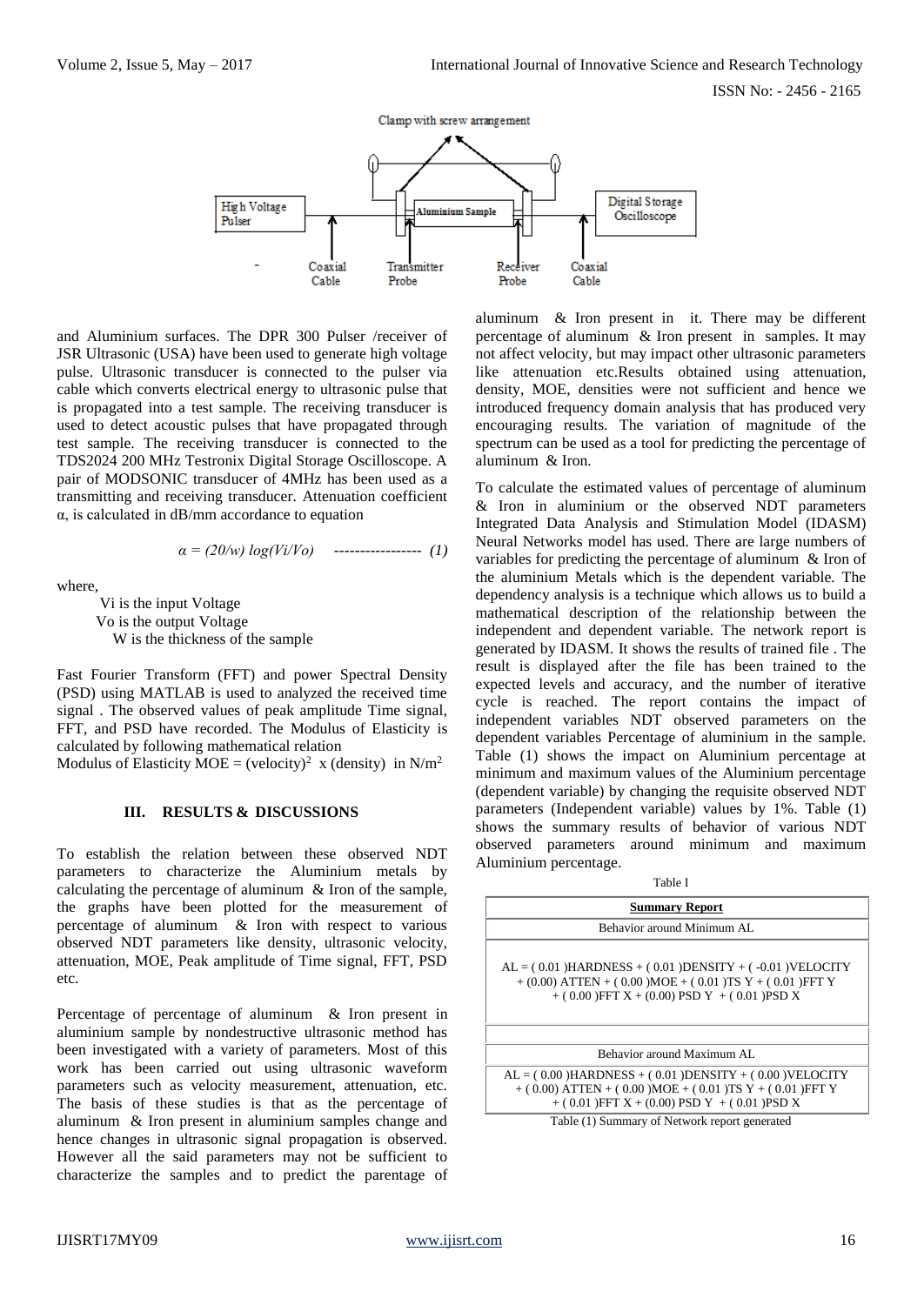and Aluminium surfaces. The DPR 300 Pulser /receiver of JSR Ultrasonic (USA) have been used to generate high voltage pulse. Ultrasonic transducer is connected to the pulser via cable which converts electrical energy to ultrasonic pulse that is propagated into a test sample. The receiving transducer is used to detect acoustic pulses that have propagated through test sample. The receiving transducer is connected to the TDS2024 200 MHz Testronix Digital Storage Oscilloscope. A pair of MODSONIC transducer of 4MHz has been used as a transmitting and receiving transducer. Attenuation coefficient α, is calculated in dB/mm accordance to equation

$$\alpha = (20/w) \log(Vi/Vo) \quad \text{----------------- (1)}$$

where,

Vi is the input Voltage
Vo is the output Voltage
W is the thickness of the sample

Fast Fourier Transform (FFT) and power Spectral Density (PSD) using MATLAB is used to analyzed the received time signal . The observed values of peak amplitude Time signal, FFT, and PSD have recorded. The Modulus of Elasticity is calculated by following mathematical relation

Modulus of Elasticity MOE = $(\text{velocity})^2$ x (density) in $N/m^2$

## III. RESULTS & DISCUSSIONS

To establish the relation between these observed NDT parameters to characterize the Aluminium metals by calculating the percentage of aluminum & Iron of the sample, the graphs have been plotted for the measurement of percentage of aluminum & Iron with respect to various observed NDT parameters like density, ultrasonic velocity, attenuation, MOE, Peak amplitude of Time signal, FFT, PSD etc.

Percentage of percentage of aluminum & Iron present in aluminium sample by nondestructive ultrasonic method has been investigated with a variety of parameters. Most of this work has been carried out using ultrasonic waveform parameters such as velocity measurement, attenuation, etc. The basis of these studies is that as the percentage of aluminum & Iron present in aluminium samples change and hence changes in ultrasonic signal propagation is observed. However all the said parameters may not be sufficient to characterize the samples and to predict the parentage of aluminum & Iron present in it. There may be different percentage of aluminum & Iron present in samples. It may not affect velocity, but may impact other ultrasonic parameters like attenuation etc.Results obtained using attenuation, density, MOE, densities were not sufficient and hence we introduced frequency domain analysis that has produced very encouraging results. The variation of magnitude of the spectrum can be used as a tool for predicting the percentage of aluminum & Iron.

To calculate the estimated values of percentage of aluminum & Iron in aluminium or the observed NDT parameters Integrated Data Analysis and Stimulation Model (IDASM) Neural Networks model has used. There are large numbers of variables for predicting the percentage of aluminum & Iron of the aluminium Metals which is the dependent variable. The dependency analysis is a technique which allows us to build a mathematical description of the relationship between the independent and dependent variable. The network report is generated by IDASM. It shows the results of trained file . The result is displayed after the file has been trained to the expected levels and accuracy, and the number of iterative cycle is reached. The report contains the impact of independent variables NDT observed parameters on the dependent variables Percentage of aluminium in the sample. Table (1) shows the impact on Aluminium percentage at minimum and maximum values of the Aluminium percentage (dependent variable) by changing the requisite observed NDT parameters (Independent variable) values by 1%. Table (1) shows the summary results of behavior of various NDT observed parameters around minimum and maximum Aluminium percentage.

Table I

| **Summary Report** |
|---|
| Behavior around Minimum AL |
| AL = ( 0.01 )HARDNESS + ( 0.01 )DENSITY + ( -0.01 )VELOCITY + (0.00) ATTEN + ( 0.00 )MOE + ( 0.01 )TS Y + ( 0.01 )FFT Y + ( 0.00 )FFT X + (0.00) PSD Y + ( 0.01 )PSD X |
| |
| Behavior around Maximum AL |
| AL = ( 0.00 )HARDNESS + ( 0.01 )DENSITY + ( 0.00 )VELOCITY + ( 0.00) ATTEN + ( 0.00 )MOE + ( 0.01 )TS Y + ( 0.01 )FFT Y + ( 0.01 )FFT X + (0.00) PSD Y + ( 0.01 )PSD X |

Table (1) Summary of Network report generated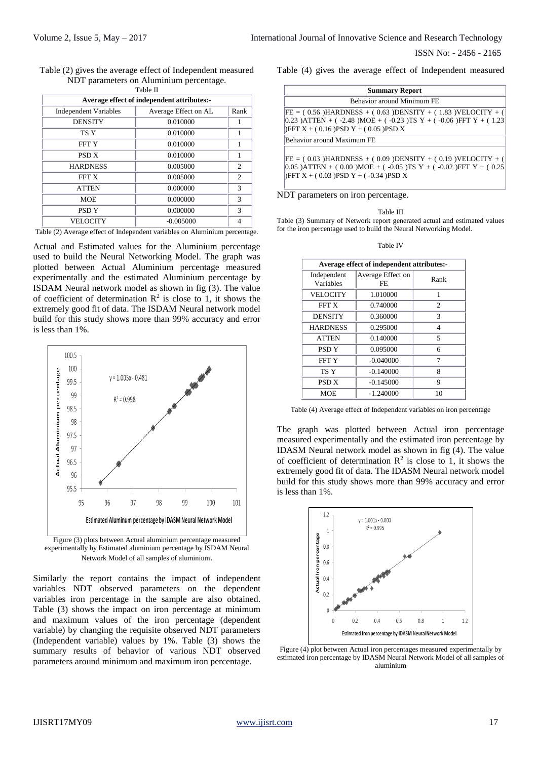Table (2) gives the average effect of Independent measured NDT parameters on Aluminium percentage.

Table II

| Average effect of independent attributes:- | | |
|---|---|---|
| Independent Variables | Average Effect on AL | Rank |
| DENSITY | 0.010000 | 1 |
| TS Y | 0.010000 | 1 |
| FFT Y | 0.010000 | 1 |
| PSD X | 0.010000 | 1 |
| HARDNESS | 0.005000 | 2 |
| FFT X | 0.005000 | 2 |
| ATTEN | 0.000000 | 3 |
| MOE | 0.000000 | 3 |
| PSD Y | 0.000000 | 3 |
| VELOCITY | -0.005000 | 4 |

Table (2) Average effect of Independent variables on Aluminium percentage.

Actual and Estimated values for the Aluminium percentage used to build the Neural Networking Model. The graph was plotted between Actual Aluminium percentage measured experimentally and the estimated Aluminium percentage by ISDAM Neural network model as shown in fig (3). The value of coefficient of determination $R^2$ is close to 1, it shows the extremely good fit of data. The ISDAM Neural network model build for this study shows more than 99% accuracy and error is less than 1%.

Figure (3) plots between Actual aluminium percentage measured experimentally by Estimated aluminium percentage by ISDAM Neural Network Model of all samples of aluminium.

Similarly the report contains the impact of independent variables NDT observed parameters on the dependent variables iron percentage in the sample are also obtained. Table (3) shows the impact on iron percentage at minimum and maximum values of the iron percentage (dependent variable) by changing the requisite observed NDT parameters (Independent variable) values by 1%. Table (3) shows the summary results of behavior of various NDT observed parameters around minimum and maximum iron percentage.

Table (4) gives the average effect of Independent measured NDT parameters on iron percentage.

| **Summary Report** |
|---|
| Behavior around Minimum FE |
| FE = ( 0.56 )HARDNESS + ( 0.63 )DENSITY + ( 1.83 )VELOCITY + ( 0.23 )ATTEN + ( -2.48 )MOE + ( -0.23 )TS Y + ( -0.06 )FFT Y + ( 1.23 )FFT X + ( 0.16 )PSD Y + ( 0.05 )PSD X |
| Behavior around Maximum FE |
| FE = ( 0.03 )HARDNESS + ( 0.09 )DENSITY + ( 0.19 )VELOCITY + ( 0.05 )ATTEN + ( 0.00 )MOE + ( -0.05 )TS Y + ( -0.02 )FFT Y + ( 0.25 )FFT X + ( 0.03 )PSD Y + ( -0.34 )PSD X |

Table III

Table (3) Summary of Network report generated actual and estimated values for the iron percentage used to build the Neural Networking Model.

Table IV

| Average effect of independent attributes:- | | |
|---|---|---|
| Independent Variables | Average Effect on FE | Rank |
| VELOCITY | 1.010000 | 1 |
| FFT X | 0.740000 | 2 |
| DENSITY | 0.360000 | 3 |
| HARDNESS | 0.295000 | 4 |
| ATTEN | 0.140000 | 5 |
| PSD Y | 0.095000 | 6 |
| FFT Y | -0.040000 | 7 |
| TS Y | -0.140000 | 8 |
| PSD X | -0.145000 | 9 |
| MOE | -1.240000 | 10 |

Table (4) Average effect of Independent variables on iron percentage

The graph was plotted between Actual iron percentage measured experimentally and the estimated iron percentage by IDASM Neural network model as shown in fig (4). The value of coefficient of determination $R^2$ is close to 1, it shows the extremely good fit of data. The IDASM Neural network model build for this study shows more than 99% accuracy and error is less than 1%.

Figure (4) plot between Actual iron percentages measured experimentally by estimated iron percentage by IDASM Neural Network Model of all samples of aluminium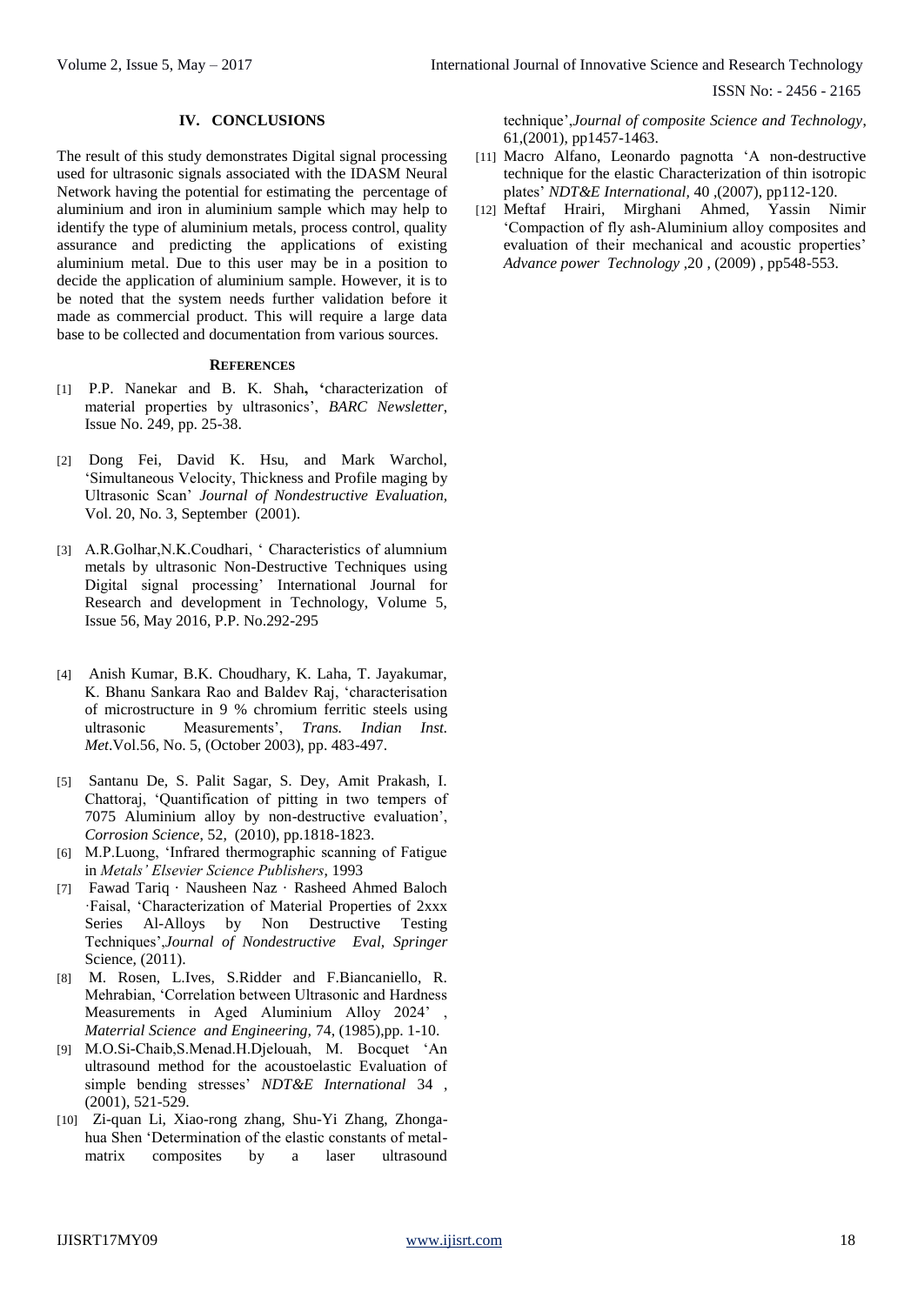## IV. CONCLUSIONS

The result of this study demonstrates Digital signal processing used for ultrasonic signals associated with the IDASM Neural Network having the potential for estimating the percentage of aluminium and iron in aluminium sample which may help to identify the type of aluminium metals, process control, quality assurance and predicting the applications of existing aluminium metal. Due to this user may be in a position to decide the application of aluminium sample. However, it is to be noted that the system needs further validation before it made as commercial product. This will require a large data base to be collected and documentation from various sources.

## REFERENCES

[1] P.P. Nanekar and B. K. Shah, 'characterization of material properties by ultrasonics', *BARC Newsletter*, Issue No. 249, pp. 25-38.

[2] Dong Fei, David K. Hsu, and Mark Warchol, 'Simultaneous Velocity, Thickness and Profile maging by Ultrasonic Scan' *Journal of Nondestructive Evaluation*, Vol. 20, No. 3, September (2001).

[3] A.R.Golhar,N.K.Coudhari, ' Characteristics of alumnium metals by ultrasonic Non-Destructive Techniques using Digital signal processing' International Journal for Research and development in Technology, Volume 5, Issue 56, May 2016, P.P. No.292-295

[4] Anish Kumar, B.K. Choudhary, K. Laha, T. Jayakumar, K. Bhanu Sankara Rao and Baldev Raj, 'characterisation of microstructure in 9 % chromium ferritic steels using ultrasonic Measurements', *Trans. Indian Inst. Met*.Vol.56, No. 5, (October 2003), pp. 483-497.

[5] Santanu De, S. Palit Sagar, S. Dey, Amit Prakash, I. Chattoraj, 'Quantification of pitting in two tempers of 7075 Aluminium alloy by non-destructive evaluation', *Corrosion Science*, 52, (2010), pp.1818-1823.

[6] M.P.Luong, 'Infrared thermographic scanning of Fatigue in *Metals' Elsevier Science Publishers*, 1993

[7] Fawad Tariq · Nausheen Naz · Rasheed Ahmed Baloch ·Faisal, 'Characterization of Material Properties of 2xxx Series Al-Alloys by Non Destructive Testing Techniques',*Journal of Nondestructive Eval, Springer* Science, (2011).

[8] M. Rosen, L.Ives, S.Ridder and F.Biancaniello, R. Mehrabian, 'Correlation between Ultrasonic and Hardness Measurements in Aged Aluminium Alloy 2024' , *Materrial Science and Engineering*, 74, (1985),pp. 1-10.

[9] M.O.Si-Chaib,S.Menad.H.Djelouah, M. Bocquet 'An ultrasound method for the acoustoelastic Evaluation of simple bending stresses' *NDT&E International* 34 , (2001), 521-529.

[10] Zi-quan Li, Xiao-rong zhang, Shu-Yi Zhang, Zhonga-hua Shen 'Determination of the elastic constants of metal-matrix composites by a laser ultrasound technique',*Journal of composite Science and Technology*, 61,(2001), pp1457-1463.

[11] Macro Alfano, Leonardo pagnotta 'A non-destructive technique for the elastic Characterization of thin isotropic plates' *NDT&E International*, 40 ,(2007), pp112-120.

[12] Meftaf Hrairi, Mirghani Ahmed, Yassin Nimir 'Compaction of fly ash-Aluminium alloy composites and evaluation of their mechanical and acoustic properties' *Advance power Technology* ,20 , (2009) , pp548-553.